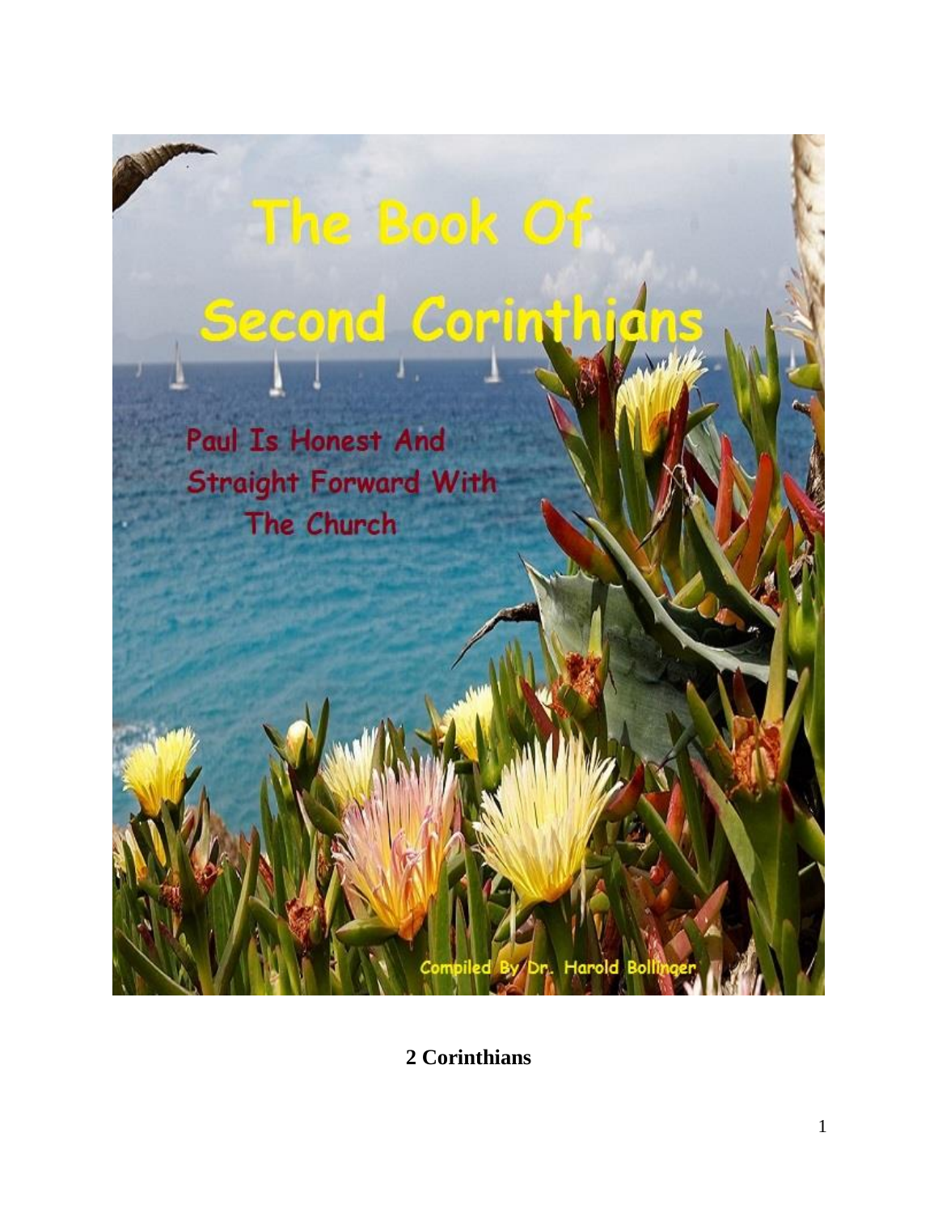# The Book Of Second Corinthians

Paul Is Honest And Straight Forward With The Church

Compiled By Dr. Harold Bollinger

**2 Corinthians**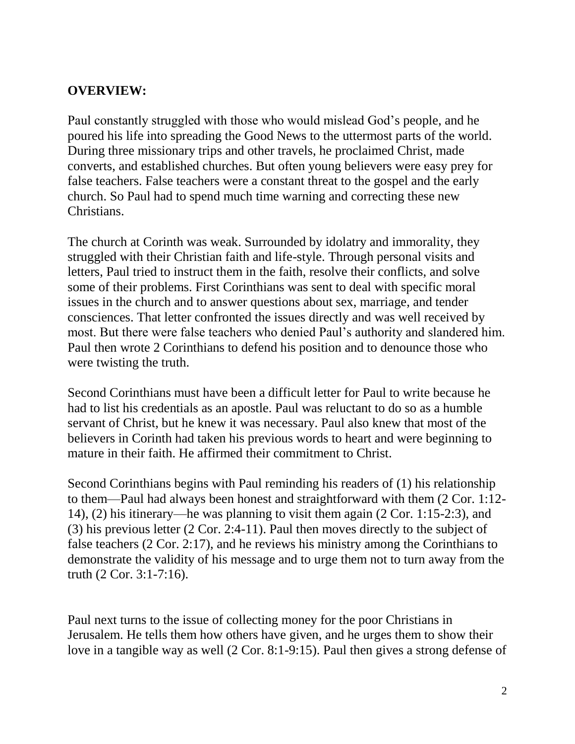**OVERVIEW:**

Paul constantly struggled with those who would mislead God's people, and he poured his life into spreading the Good News to the uttermost parts of the world. During three missionary trips and other travels, he proclaimed Christ, made converts, and established churches. But often young believers were easy prey for false teachers. False teachers were a constant threat to the gospel and the early church. So Paul had to spend much time warning and correcting these new Christians.

The church at Corinth was weak. Surrounded by idolatry and immorality, they struggled with their Christian faith and life-style. Through personal visits and letters, Paul tried to instruct them in the faith, resolve their conflicts, and solve some of their problems. First Corinthians was sent to deal with specific moral issues in the church and to answer questions about sex, marriage, and tender consciences. That letter confronted the issues directly and was well received by most. But there were false teachers who denied Paul's authority and slandered him. Paul then wrote 2 Corinthians to defend his position and to denounce those who were twisting the truth.

Second Corinthians must have been a difficult letter for Paul to write because he had to list his credentials as an apostle. Paul was reluctant to do so as a humble servant of Christ, but he knew it was necessary. Paul also knew that most of the believers in Corinth had taken his previous words to heart and were beginning to mature in their faith. He affirmed their commitment to Christ.

Second Corinthians begins with Paul reminding his readers of (1) his relationship to them—Paul had always been honest and straightforward with them (2 Cor. 1:12-14), (2) his itinerary—he was planning to visit them again (2 Cor. 1:15-2:3), and (3) his previous letter (2 Cor. 2:4-11). Paul then moves directly to the subject of false teachers (2 Cor. 2:17), and he reviews his ministry among the Corinthians to demonstrate the validity of his message and to urge them not to turn away from the truth (2 Cor. 3:1-7:16).

Paul next turns to the issue of collecting money for the poor Christians in Jerusalem. He tells them how others have given, and he urges them to show their love in a tangible way as well (2 Cor. 8:1-9:15). Paul then gives a strong defense of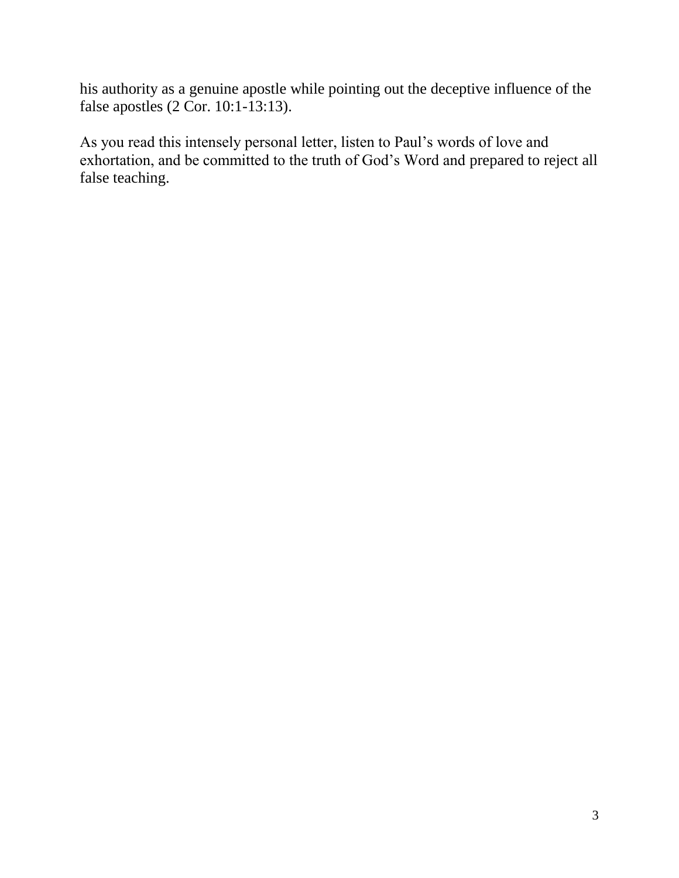his authority as a genuine apostle while pointing out the deceptive influence of the false apostles (2 Cor. 10:1-13:13).

As you read this intensely personal letter, listen to Paul's words of love and exhortation, and be committed to the truth of God's Word and prepared to reject all false teaching.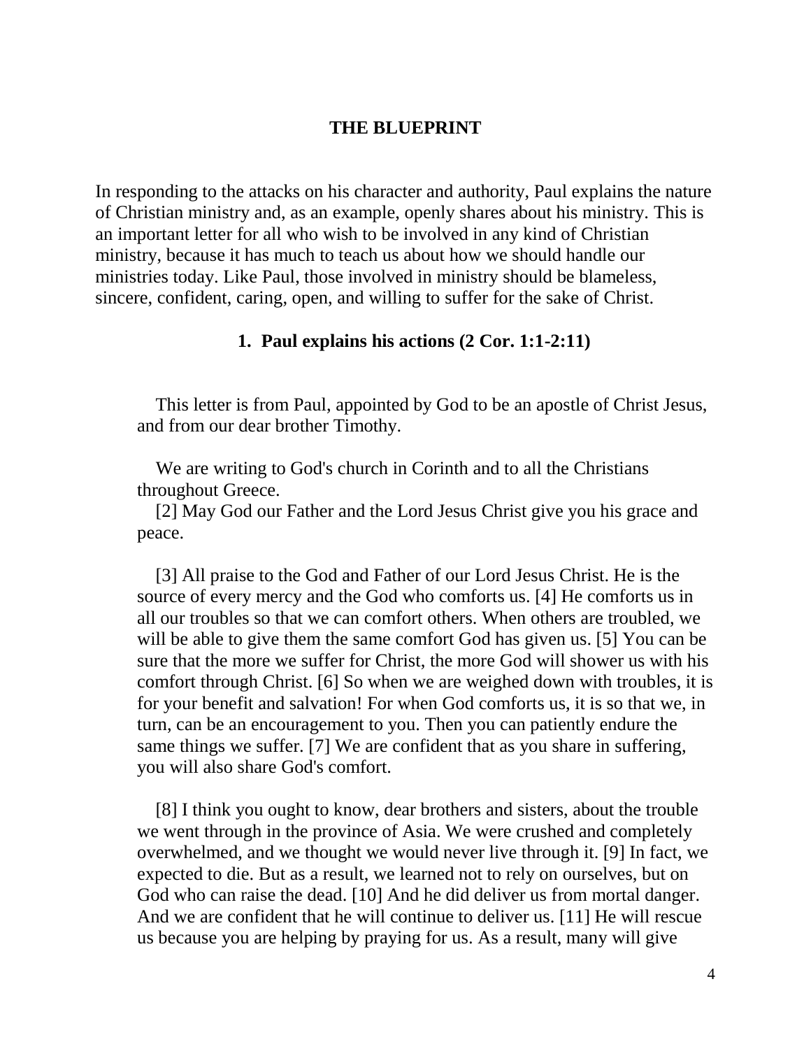# THE BLUEPRINT

In responding to the attacks on his character and authority, Paul explains the nature of Christian ministry and, as an example, openly shares about his ministry. This is an important letter for all who wish to be involved in any kind of Christian ministry, because it has much to teach us about how we should handle our ministries today. Like Paul, those involved in ministry should be blameless, sincere, confident, caring, open, and willing to suffer for the sake of Christ.

## 1. Paul explains his actions (2 Cor. 1:1-2:11)

This letter is from Paul, appointed by God to be an apostle of Christ Jesus, and from our dear brother Timothy.

We are writing to God's church in Corinth and to all the Christians throughout Greece.
[2] May God our Father and the Lord Jesus Christ give you his grace and peace.

[3] All praise to the God and Father of our Lord Jesus Christ. He is the source of every mercy and the God who comforts us. [4] He comforts us in all our troubles so that we can comfort others. When others are troubled, we will be able to give them the same comfort God has given us. [5] You can be sure that the more we suffer for Christ, the more God will shower us with his comfort through Christ. [6] So when we are weighed down with troubles, it is for your benefit and salvation! For when God comforts us, it is so that we, in turn, can be an encouragement to you. Then you can patiently endure the same things we suffer. [7] We are confident that as you share in suffering, you will also share God's comfort.

[8] I think you ought to know, dear brothers and sisters, about the trouble we went through in the province of Asia. We were crushed and completely overwhelmed, and we thought we would never live through it. [9] In fact, we expected to die. But as a result, we learned not to rely on ourselves, but on God who can raise the dead. [10] And he did deliver us from mortal danger. And we are confident that he will continue to deliver us. [11] He will rescue us because you are helping by praying for us. As a result, many will give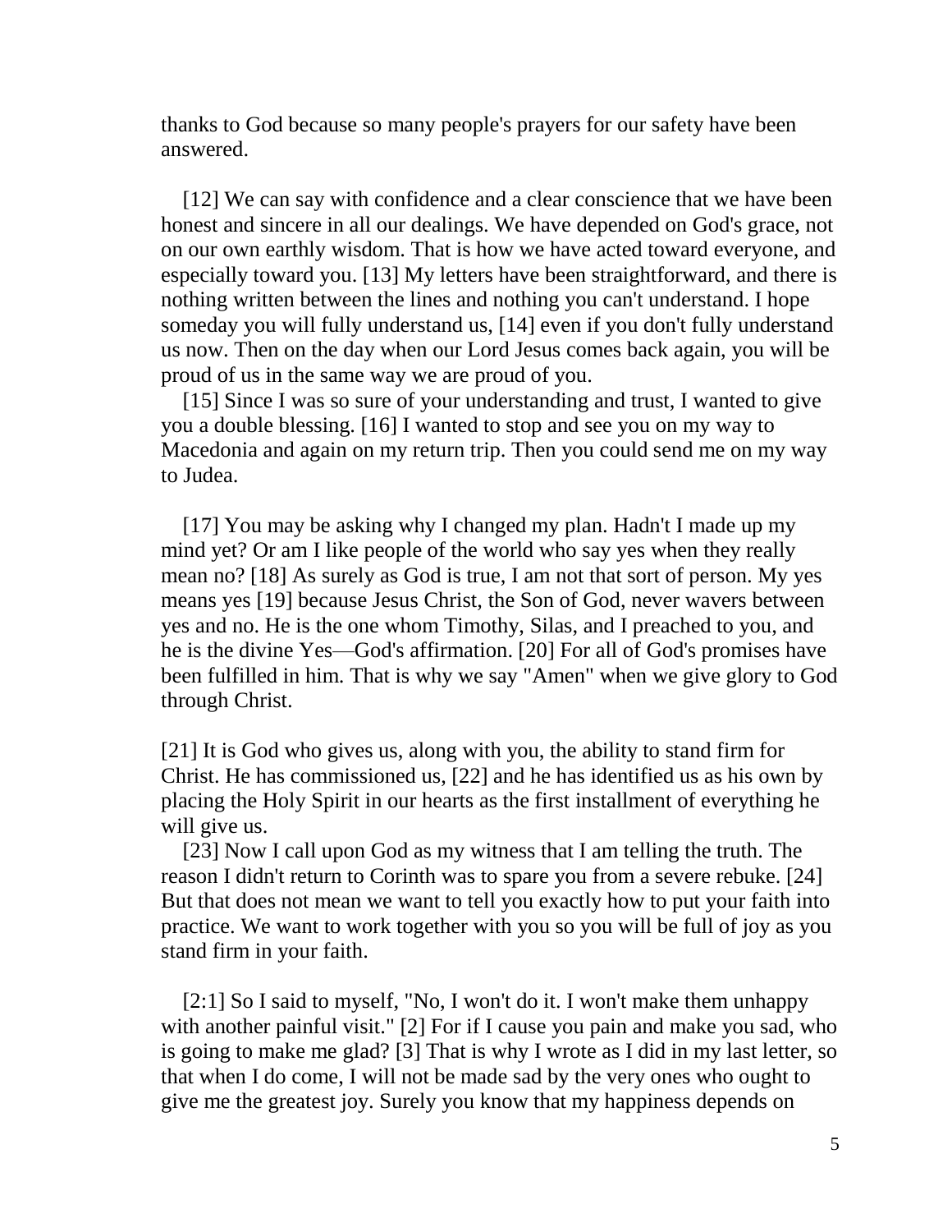thanks to God because so many people's prayers for our safety have been answered.

[12] We can say with confidence and a clear conscience that we have been honest and sincere in all our dealings. We have depended on God's grace, not on our own earthly wisdom. That is how we have acted toward everyone, and especially toward you. [13] My letters have been straightforward, and there is nothing written between the lines and nothing you can't understand. I hope someday you will fully understand us, [14] even if you don't fully understand us now. Then on the day when our Lord Jesus comes back again, you will be proud of us in the same way we are proud of you.

[15] Since I was so sure of your understanding and trust, I wanted to give you a double blessing. [16] I wanted to stop and see you on my way to Macedonia and again on my return trip. Then you could send me on my way to Judea.

[17] You may be asking why I changed my plan. Hadn't I made up my mind yet? Or am I like people of the world who say yes when they really mean no? [18] As surely as God is true, I am not that sort of person. My yes means yes [19] because Jesus Christ, the Son of God, never wavers between yes and no. He is the one whom Timothy, Silas, and I preached to you, and he is the divine Yes—God's affirmation. [20] For all of God's promises have been fulfilled in him. That is why we say "Amen" when we give glory to God through Christ.

[21] It is God who gives us, along with you, the ability to stand firm for Christ. He has commissioned us, [22] and he has identified us as his own by placing the Holy Spirit in our hearts as the first installment of everything he will give us.

[23] Now I call upon God as my witness that I am telling the truth. The reason I didn't return to Corinth was to spare you from a severe rebuke. [24] But that does not mean we want to tell you exactly how to put your faith into practice. We want to work together with you so you will be full of joy as you stand firm in your faith.

[2:1] So I said to myself, "No, I won't do it. I won't make them unhappy with another painful visit." [2] For if I cause you pain and make you sad, who is going to make me glad? [3] That is why I wrote as I did in my last letter, so that when I do come, I will not be made sad by the very ones who ought to give me the greatest joy. Surely you know that my happiness depends on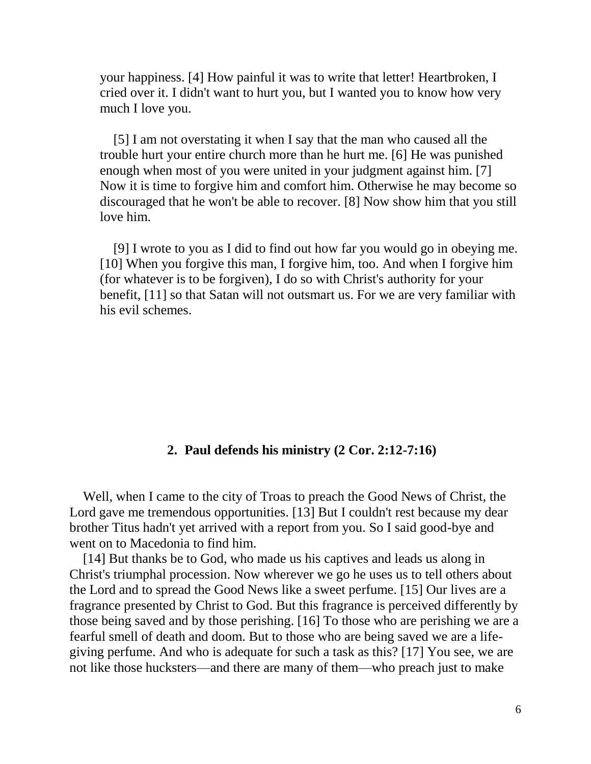your happiness. [4] How painful it was to write that letter! Heartbroken, I cried over it. I didn't want to hurt you, but I wanted you to know how very much I love you.

[5] I am not overstating it when I say that the man who caused all the trouble hurt your entire church more than he hurt me. [6] He was punished enough when most of you were united in your judgment against him. [7] Now it is time to forgive him and comfort him. Otherwise he may become so discouraged that he won't be able to recover. [8] Now show him that you still love him.

[9] I wrote to you as I did to find out how far you would go in obeying me. [10] When you forgive this man, I forgive him, too. And when I forgive him (for whatever is to be forgiven), I do so with Christ's authority for your benefit, [11] so that Satan will not outsmart us. For we are very familiar with his evil schemes.

## 2. Paul defends his ministry (2 Cor. 2:12-7:16)

Well, when I came to the city of Troas to preach the Good News of Christ, the Lord gave me tremendous opportunities. [13] But I couldn't rest because my dear brother Titus hadn't yet arrived with a report from you. So I said good-bye and went on to Macedonia to find him.

[14] But thanks be to God, who made us his captives and leads us along in Christ's triumphal procession. Now wherever we go he uses us to tell others about the Lord and to spread the Good News like a sweet perfume. [15] Our lives are a fragrance presented by Christ to God. But this fragrance is perceived differently by those being saved and by those perishing. [16] To those who are perishing we are a fearful smell of death and doom. But to those who are being saved we are a life-giving perfume. And who is adequate for such a task as this? [17] You see, we are not like those hucksters—and there are many of them—who preach just to make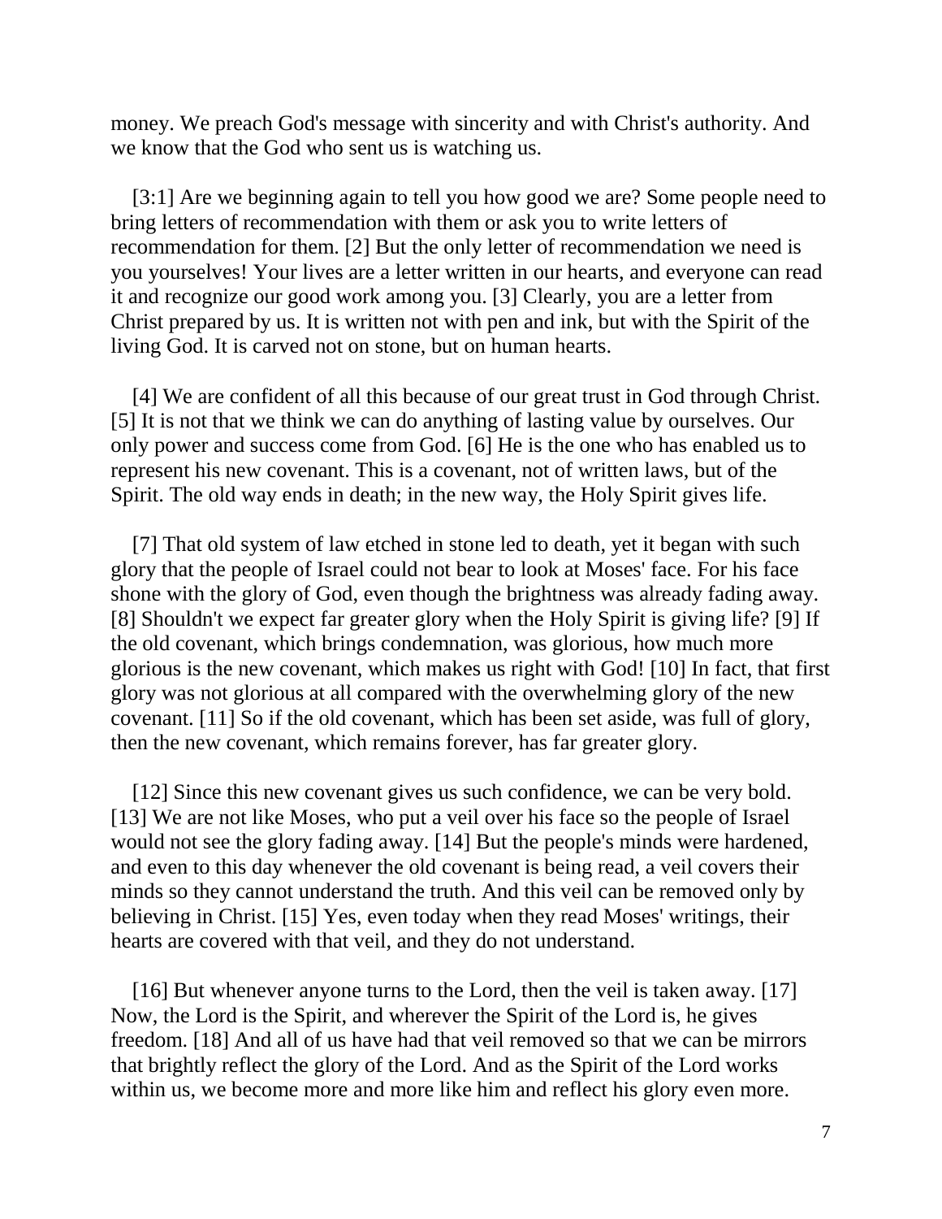money. We preach God's message with sincerity and with Christ's authority. And we know that the God who sent us is watching us.

[3:1] Are we beginning again to tell you how good we are? Some people need to bring letters of recommendation with them or ask you to write letters of recommendation for them. [2] But the only letter of recommendation we need is you yourselves! Your lives are a letter written in our hearts, and everyone can read it and recognize our good work among you. [3] Clearly, you are a letter from Christ prepared by us. It is written not with pen and ink, but with the Spirit of the living God. It is carved not on stone, but on human hearts.

[4] We are confident of all this because of our great trust in God through Christ. [5] It is not that we think we can do anything of lasting value by ourselves. Our only power and success come from God. [6] He is the one who has enabled us to represent his new covenant. This is a covenant, not of written laws, but of the Spirit. The old way ends in death; in the new way, the Holy Spirit gives life.

[7] That old system of law etched in stone led to death, yet it began with such glory that the people of Israel could not bear to look at Moses' face. For his face shone with the glory of God, even though the brightness was already fading away. [8] Shouldn't we expect far greater glory when the Holy Spirit is giving life? [9] If the old covenant, which brings condemnation, was glorious, how much more glorious is the new covenant, which makes us right with God! [10] In fact, that first glory was not glorious at all compared with the overwhelming glory of the new covenant. [11] So if the old covenant, which has been set aside, was full of glory, then the new covenant, which remains forever, has far greater glory.

[12] Since this new covenant gives us such confidence, we can be very bold. [13] We are not like Moses, who put a veil over his face so the people of Israel would not see the glory fading away. [14] But the people's minds were hardened, and even to this day whenever the old covenant is being read, a veil covers their minds so they cannot understand the truth. And this veil can be removed only by believing in Christ. [15] Yes, even today when they read Moses' writings, their hearts are covered with that veil, and they do not understand.

[16] But whenever anyone turns to the Lord, then the veil is taken away. [17] Now, the Lord is the Spirit, and wherever the Spirit of the Lord is, he gives freedom. [18] And all of us have had that veil removed so that we can be mirrors that brightly reflect the glory of the Lord. And as the Spirit of the Lord works within us, we become more and more like him and reflect his glory even more.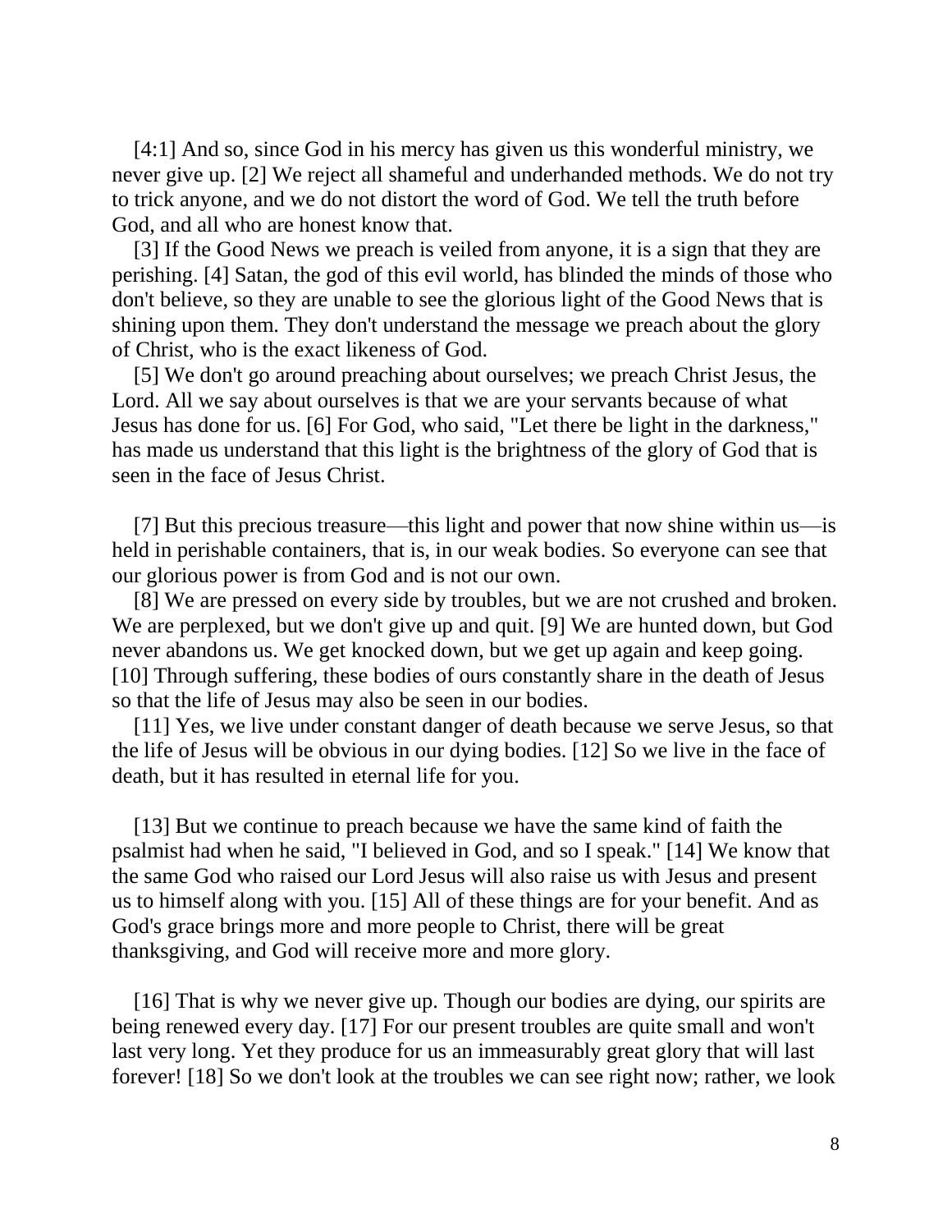[4:1] And so, since God in his mercy has given us this wonderful ministry, we never give up. [2] We reject all shameful and underhanded methods. We do not try to trick anyone, and we do not distort the word of God. We tell the truth before God, and all who are honest know that.

[3] If the Good News we preach is veiled from anyone, it is a sign that they are perishing. [4] Satan, the god of this evil world, has blinded the minds of those who don't believe, so they are unable to see the glorious light of the Good News that is shining upon them. They don't understand the message we preach about the glory of Christ, who is the exact likeness of God.

[5] We don't go around preaching about ourselves; we preach Christ Jesus, the Lord. All we say about ourselves is that we are your servants because of what Jesus has done for us. [6] For God, who said, "Let there be light in the darkness," has made us understand that this light is the brightness of the glory of God that is seen in the face of Jesus Christ.

[7] But this precious treasure—this light and power that now shine within us—is held in perishable containers, that is, in our weak bodies. So everyone can see that our glorious power is from God and is not our own.

[8] We are pressed on every side by troubles, but we are not crushed and broken. We are perplexed, but we don't give up and quit. [9] We are hunted down, but God never abandons us. We get knocked down, but we get up again and keep going. [10] Through suffering, these bodies of ours constantly share in the death of Jesus so that the life of Jesus may also be seen in our bodies.

[11] Yes, we live under constant danger of death because we serve Jesus, so that the life of Jesus will be obvious in our dying bodies. [12] So we live in the face of death, but it has resulted in eternal life for you.

[13] But we continue to preach because we have the same kind of faith the psalmist had when he said, "I believed in God, and so I speak." [14] We know that the same God who raised our Lord Jesus will also raise us with Jesus and present us to himself along with you. [15] All of these things are for your benefit. And as God's grace brings more and more people to Christ, there will be great thanksgiving, and God will receive more and more glory.

[16] That is why we never give up. Though our bodies are dying, our spirits are being renewed every day. [17] For our present troubles are quite small and won't last very long. Yet they produce for us an immeasurably great glory that will last forever! [18] So we don't look at the troubles we can see right now; rather, we look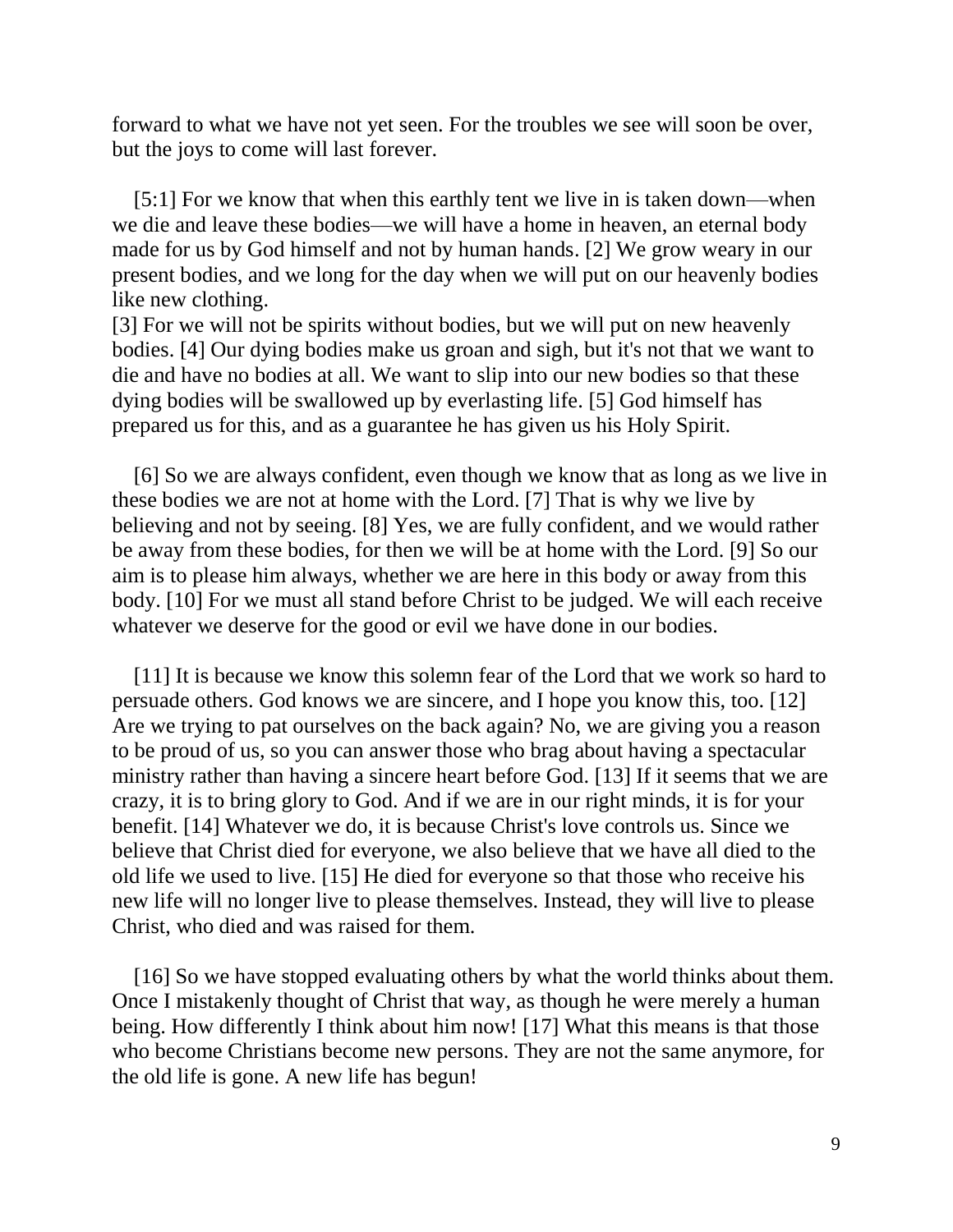forward to what we have not yet seen. For the troubles we see will soon be over, but the joys to come will last forever.

[5:1] For we know that when this earthly tent we live in is taken down—when we die and leave these bodies—we will have a home in heaven, an eternal body made for us by God himself and not by human hands. [2] We grow weary in our present bodies, and we long for the day when we will put on our heavenly bodies like new clothing.
[3] For we will not be spirits without bodies, but we will put on new heavenly bodies. [4] Our dying bodies make us groan and sigh, but it's not that we want to die and have no bodies at all. We want to slip into our new bodies so that these dying bodies will be swallowed up by everlasting life. [5] God himself has prepared us for this, and as a guarantee he has given us his Holy Spirit.

[6] So we are always confident, even though we know that as long as we live in these bodies we are not at home with the Lord. [7] That is why we live by believing and not by seeing. [8] Yes, we are fully confident, and we would rather be away from these bodies, for then we will be at home with the Lord. [9] So our aim is to please him always, whether we are here in this body or away from this body. [10] For we must all stand before Christ to be judged. We will each receive whatever we deserve for the good or evil we have done in our bodies.

[11] It is because we know this solemn fear of the Lord that we work so hard to persuade others. God knows we are sincere, and I hope you know this, too. [12] Are we trying to pat ourselves on the back again? No, we are giving you a reason to be proud of us, so you can answer those who brag about having a spectacular ministry rather than having a sincere heart before God. [13] If it seems that we are crazy, it is to bring glory to God. And if we are in our right minds, it is for your benefit. [14] Whatever we do, it is because Christ's love controls us. Since we believe that Christ died for everyone, we also believe that we have all died to the old life we used to live. [15] He died for everyone so that those who receive his new life will no longer live to please themselves. Instead, they will live to please Christ, who died and was raised for them.

[16] So we have stopped evaluating others by what the world thinks about them. Once I mistakenly thought of Christ that way, as though he were merely a human being. How differently I think about him now! [17] What this means is that those who become Christians become new persons. They are not the same anymore, for the old life is gone. A new life has begun!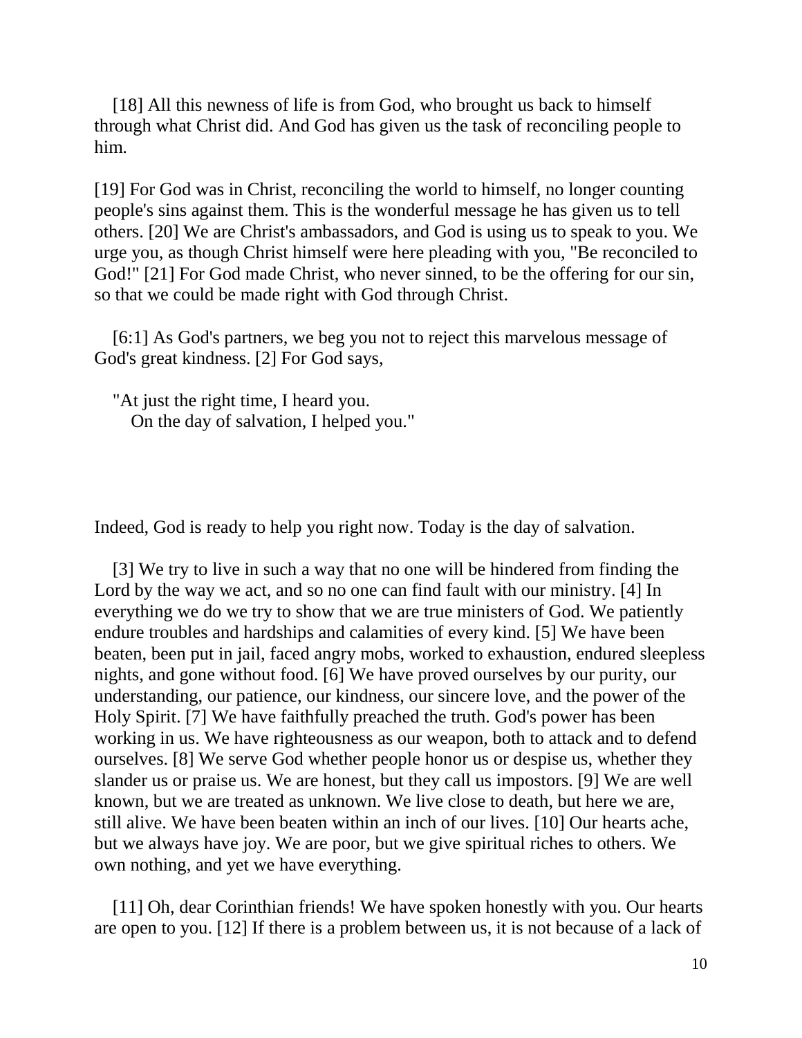[18] All this newness of life is from God, who brought us back to himself through what Christ did. And God has given us the task of reconciling people to him.

[19] For God was in Christ, reconciling the world to himself, no longer counting people's sins against them. This is the wonderful message he has given us to tell others. [20] We are Christ's ambassadors, and God is using us to speak to you. We urge you, as though Christ himself were here pleading with you, "Be reconciled to God!" [21] For God made Christ, who never sinned, to be the offering for our sin, so that we could be made right with God through Christ.

[6:1] As God's partners, we beg you not to reject this marvelous message of God's great kindness. [2] For God says,

"At just the right time, I heard you.  
On the day of salvation, I helped you."

Indeed, God is ready to help you right now. Today is the day of salvation.

[3] We try to live in such a way that no one will be hindered from finding the Lord by the way we act, and so no one can find fault with our ministry. [4] In everything we do we try to show that we are true ministers of God. We patiently endure troubles and hardships and calamities of every kind. [5] We have been beaten, been put in jail, faced angry mobs, worked to exhaustion, endured sleepless nights, and gone without food. [6] We have proved ourselves by our purity, our understanding, our patience, our kindness, our sincere love, and the power of the Holy Spirit. [7] We have faithfully preached the truth. God's power has been working in us. We have righteousness as our weapon, both to attack and to defend ourselves. [8] We serve God whether people honor us or despise us, whether they slander us or praise us. We are honest, but they call us impostors. [9] We are well known, but we are treated as unknown. We live close to death, but here we are, still alive. We have been beaten within an inch of our lives. [10] Our hearts ache, but we always have joy. We are poor, but we give spiritual riches to others. We own nothing, and yet we have everything.

[11] Oh, dear Corinthian friends! We have spoken honestly with you. Our hearts are open to you. [12] If there is a problem between us, it is not because of a lack of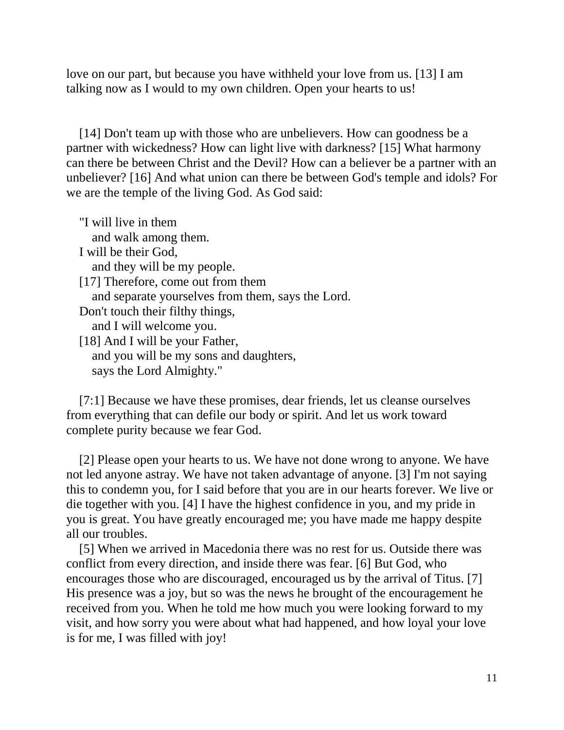love on our part, but because you have withheld your love from us. [13] I am talking now as I would to my own children. Open your hearts to us!

[14] Don't team up with those who are unbelievers. How can goodness be a partner with wickedness? How can light live with darkness? [15] What harmony can there be between Christ and the Devil? How can a believer be a partner with an unbeliever? [16] And what union can there be between God's temple and idols? For we are the temple of the living God. As God said:

"I will live in them  
   and walk among them.  
I will be their God,  
   and they will be my people.  
[17] Therefore, come out from them  
   and separate yourselves from them, says the Lord.  
Don't touch their filthy things,  
   and I will welcome you.  
[18] And I will be your Father,  
   and you will be my sons and daughters,  
   says the Lord Almighty."

[7:1] Because we have these promises, dear friends, let us cleanse ourselves from everything that can defile our body or spirit. And let us work toward complete purity because we fear God.

[2] Please open your hearts to us. We have not done wrong to anyone. We have not led anyone astray. We have not taken advantage of anyone. [3] I'm not saying this to condemn you, for I said before that you are in our hearts forever. We live or die together with you. [4] I have the highest confidence in you, and my pride in you is great. You have greatly encouraged me; you have made me happy despite all our troubles.

[5] When we arrived in Macedonia there was no rest for us. Outside there was conflict from every direction, and inside there was fear. [6] But God, who encourages those who are discouraged, encouraged us by the arrival of Titus. [7] His presence was a joy, but so was the news he brought of the encouragement he received from you. When he told me how much you were looking forward to my visit, and how sorry you were about what had happened, and how loyal your love is for me, I was filled with joy!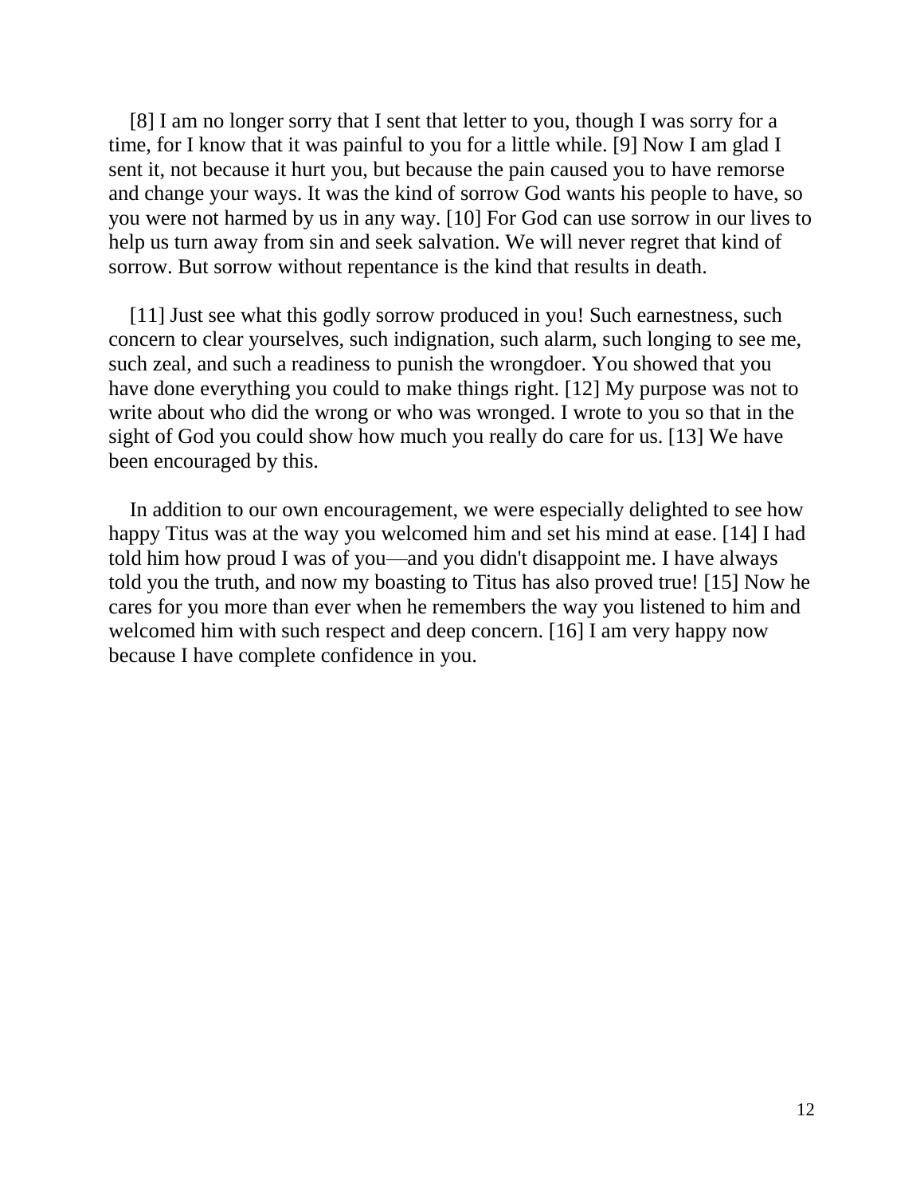[8] I am no longer sorry that I sent that letter to you, though I was sorry for a time, for I know that it was painful to you for a little while. [9] Now I am glad I sent it, not because it hurt you, but because the pain caused you to have remorse and change your ways. It was the kind of sorrow God wants his people to have, so you were not harmed by us in any way. [10] For God can use sorrow in our lives to help us turn away from sin and seek salvation. We will never regret that kind of sorrow. But sorrow without repentance is the kind that results in death.

[11] Just see what this godly sorrow produced in you! Such earnestness, such concern to clear yourselves, such indignation, such alarm, such longing to see me, such zeal, and such a readiness to punish the wrongdoer. You showed that you have done everything you could to make things right. [12] My purpose was not to write about who did the wrong or who was wronged. I wrote to you so that in the sight of God you could show how much you really do care for us. [13] We have been encouraged by this.

In addition to our own encouragement, we were especially delighted to see how happy Titus was at the way you welcomed him and set his mind at ease. [14] I had told him how proud I was of you—and you didn't disappoint me. I have always told you the truth, and now my boasting to Titus has also proved true! [15] Now he cares for you more than ever when he remembers the way you listened to him and welcomed him with such respect and deep concern. [16] I am very happy now because I have complete confidence in you.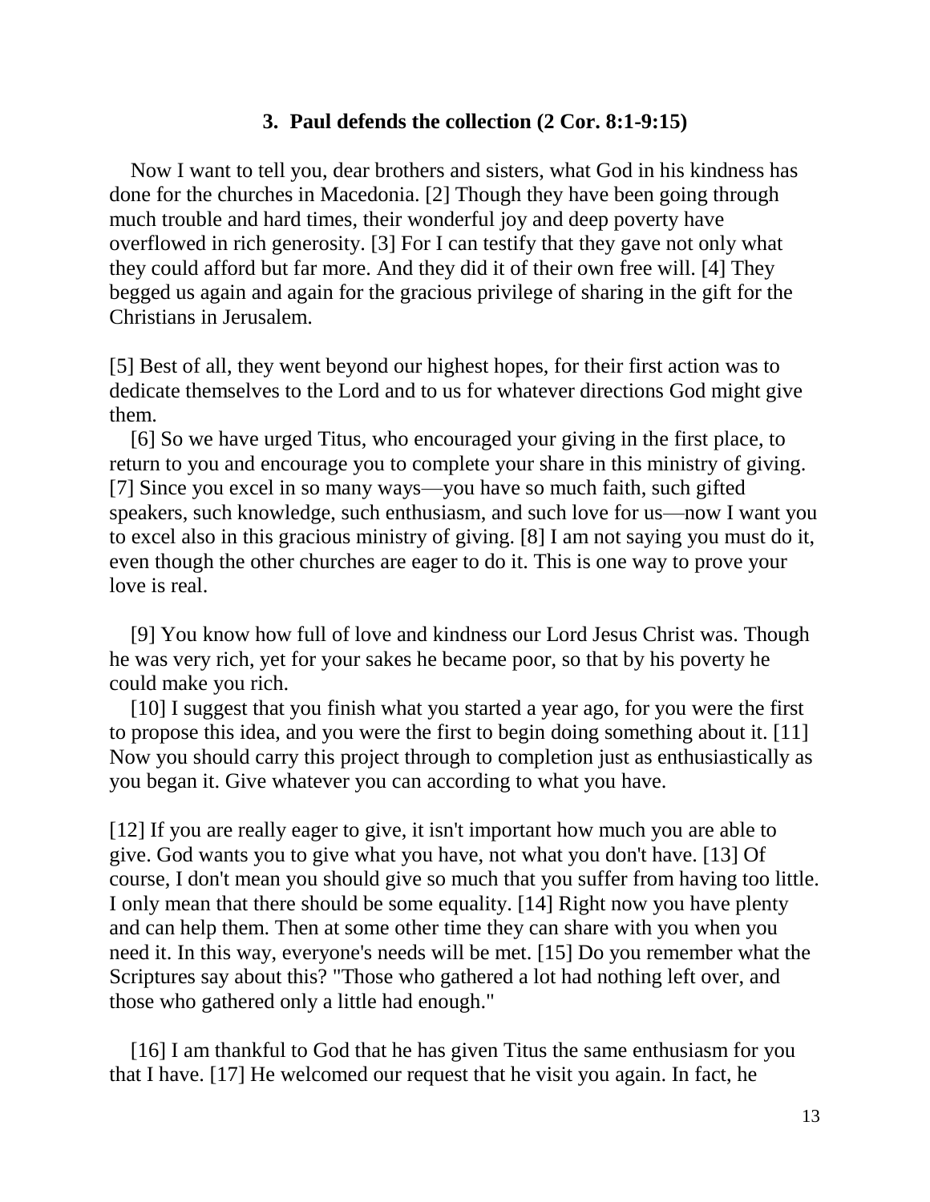### 3. Paul defends the collection (2 Cor. 8:1-9:15)

Now I want to tell you, dear brothers and sisters, what God in his kindness has done for the churches in Macedonia. [2] Though they have been going through much trouble and hard times, their wonderful joy and deep poverty have overflowed in rich generosity. [3] For I can testify that they gave not only what they could afford but far more. And they did it of their own free will. [4] They begged us again and again for the gracious privilege of sharing in the gift for the Christians in Jerusalem.

[5] Best of all, they went beyond our highest hopes, for their first action was to dedicate themselves to the Lord and to us for whatever directions God might give them.

[6] So we have urged Titus, who encouraged your giving in the first place, to return to you and encourage you to complete your share in this ministry of giving. [7] Since you excel in so many ways—you have so much faith, such gifted speakers, such knowledge, such enthusiasm, and such love for us—now I want you to excel also in this gracious ministry of giving. [8] I am not saying you must do it, even though the other churches are eager to do it. This is one way to prove your love is real.

[9] You know how full of love and kindness our Lord Jesus Christ was. Though he was very rich, yet for your sakes he became poor, so that by his poverty he could make you rich.

[10] I suggest that you finish what you started a year ago, for you were the first to propose this idea, and you were the first to begin doing something about it. [11] Now you should carry this project through to completion just as enthusiastically as you began it. Give whatever you can according to what you have.

[12] If you are really eager to give, it isn't important how much you are able to give. God wants you to give what you have, not what you don't have. [13] Of course, I don't mean you should give so much that you suffer from having too little. I only mean that there should be some equality. [14] Right now you have plenty and can help them. Then at some other time they can share with you when you need it. In this way, everyone's needs will be met. [15] Do you remember what the Scriptures say about this? "Those who gathered a lot had nothing left over, and those who gathered only a little had enough."

[16] I am thankful to God that he has given Titus the same enthusiasm for you that I have. [17] He welcomed our request that he visit you again. In fact, he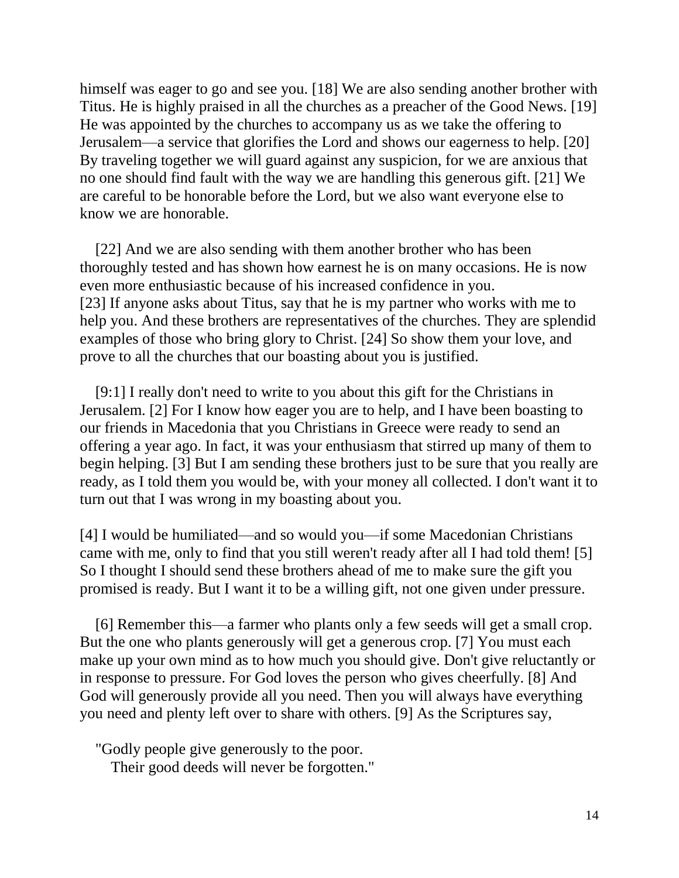himself was eager to go and see you. [18] We are also sending another brother with Titus. He is highly praised in all the churches as a preacher of the Good News. [19] He was appointed by the churches to accompany us as we take the offering to Jerusalem—a service that glorifies the Lord and shows our eagerness to help. [20] By traveling together we will guard against any suspicion, for we are anxious that no one should find fault with the way we are handling this generous gift. [21] We are careful to be honorable before the Lord, but we also want everyone else to know we are honorable.

[22] And we are also sending with them another brother who has been thoroughly tested and has shown how earnest he is on many occasions. He is now even more enthusiastic because of his increased confidence in you. [23] If anyone asks about Titus, say that he is my partner who works with me to help you. And these brothers are representatives of the churches. They are splendid examples of those who bring glory to Christ. [24] So show them your love, and prove to all the churches that our boasting about you is justified.

[9:1] I really don't need to write to you about this gift for the Christians in Jerusalem. [2] For I know how eager you are to help, and I have been boasting to our friends in Macedonia that you Christians in Greece were ready to send an offering a year ago. In fact, it was your enthusiasm that stirred up many of them to begin helping. [3] But I am sending these brothers just to be sure that you really are ready, as I told them you would be, with your money all collected. I don't want it to turn out that I was wrong in my boasting about you.

[4] I would be humiliated—and so would you—if some Macedonian Christians came with me, only to find that you still weren't ready after all I had told them! [5] So I thought I should send these brothers ahead of me to make sure the gift you promised is ready. But I want it to be a willing gift, not one given under pressure.

[6] Remember this—a farmer who plants only a few seeds will get a small crop. But the one who plants generously will get a generous crop. [7] You must each make up your own mind as to how much you should give. Don't give reluctantly or in response to pressure. For God loves the person who gives cheerfully. [8] And God will generously provide all you need. Then you will always have everything you need and plenty left over to share with others. [9] As the Scriptures say,

"Godly people give generously to the poor.
Their good deeds will never be forgotten."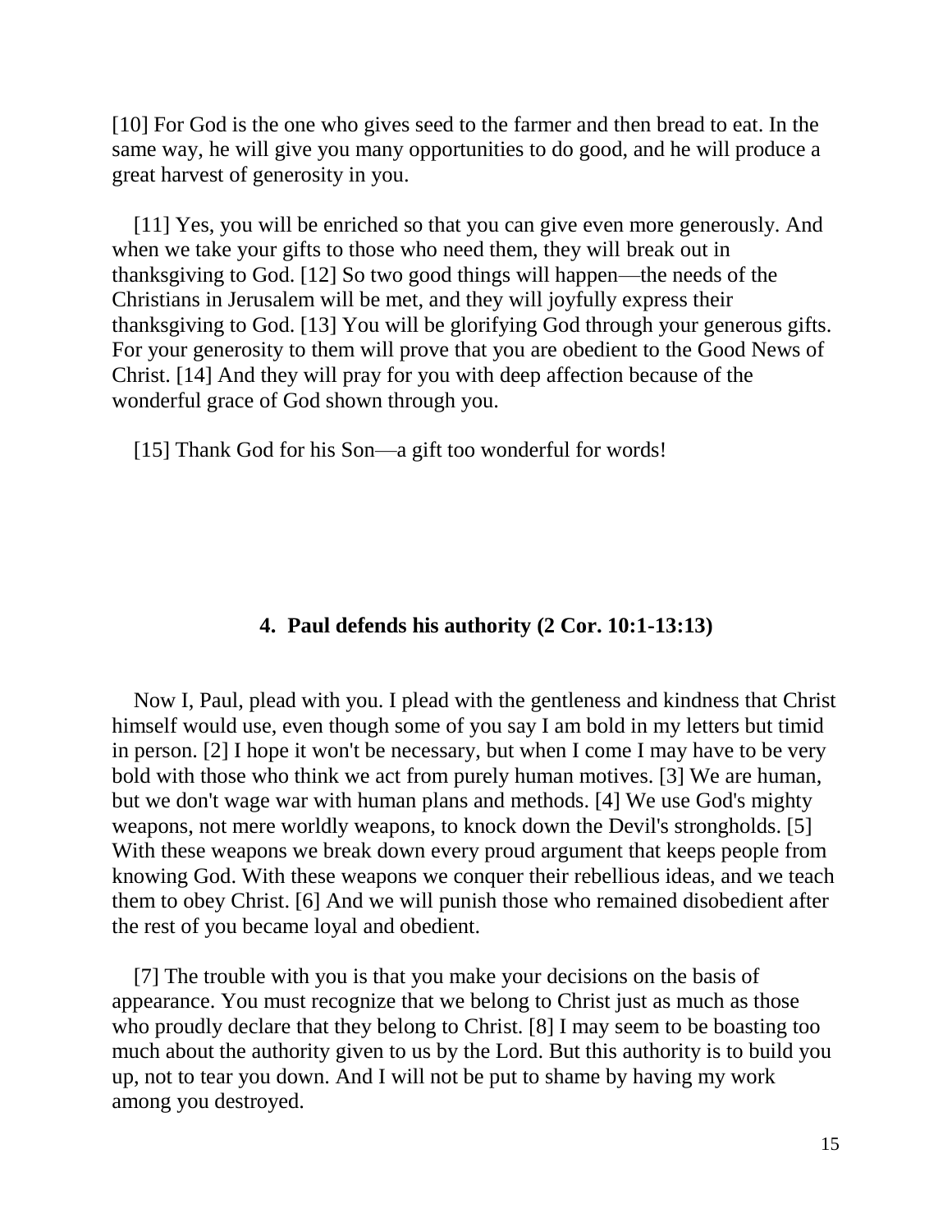[10] For God is the one who gives seed to the farmer and then bread to eat. In the same way, he will give you many opportunities to do good, and he will produce a great harvest of generosity in you.

[11] Yes, you will be enriched so that you can give even more generously. And when we take your gifts to those who need them, they will break out in thanksgiving to God. [12] So two good things will happen—the needs of the Christians in Jerusalem will be met, and they will joyfully express their thanksgiving to God. [13] You will be glorifying God through your generous gifts. For your generosity to them will prove that you are obedient to the Good News of Christ. [14] And they will pray for you with deep affection because of the wonderful grace of God shown through you.

[15] Thank God for his Son—a gift too wonderful for words!

### 4. Paul defends his authority (2 Cor. 10:1-13:13)

Now I, Paul, plead with you. I plead with the gentleness and kindness that Christ himself would use, even though some of you say I am bold in my letters but timid in person. [2] I hope it won't be necessary, but when I come I may have to be very bold with those who think we act from purely human motives. [3] We are human, but we don't wage war with human plans and methods. [4] We use God's mighty weapons, not mere worldly weapons, to knock down the Devil's strongholds. [5] With these weapons we break down every proud argument that keeps people from knowing God. With these weapons we conquer their rebellious ideas, and we teach them to obey Christ. [6] And we will punish those who remained disobedient after the rest of you became loyal and obedient.

[7] The trouble with you is that you make your decisions on the basis of appearance. You must recognize that we belong to Christ just as much as those who proudly declare that they belong to Christ. [8] I may seem to be boasting too much about the authority given to us by the Lord. But this authority is to build you up, not to tear you down. And I will not be put to shame by having my work among you destroyed.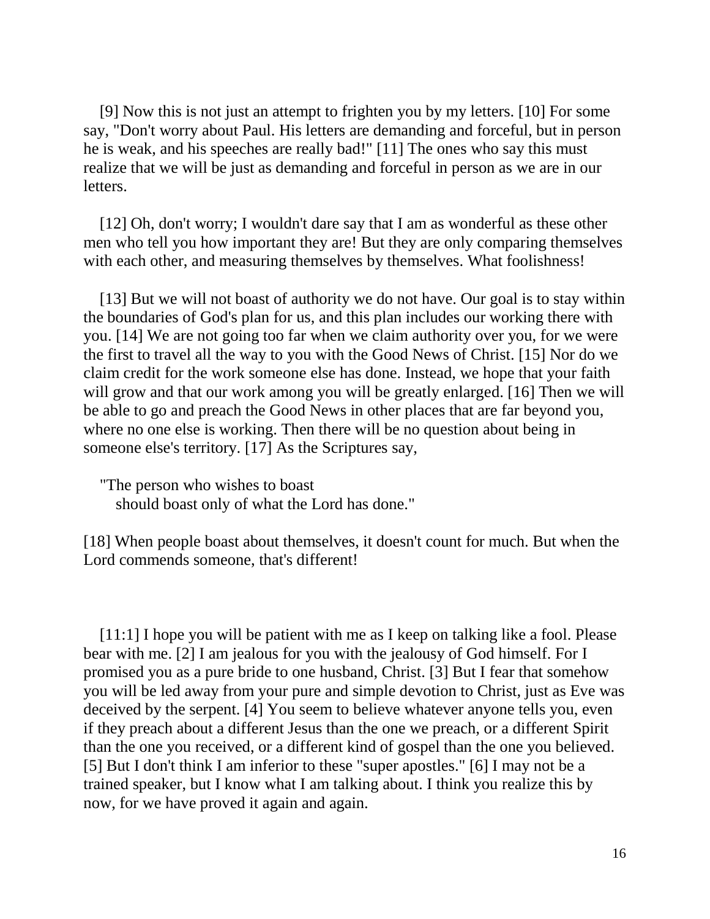[9] Now this is not just an attempt to frighten you by my letters. [10] For some say, "Don't worry about Paul. His letters are demanding and forceful, but in person he is weak, and his speeches are really bad!" [11] The ones who say this must realize that we will be just as demanding and forceful in person as we are in our letters.

[12] Oh, don't worry; I wouldn't dare say that I am as wonderful as these other men who tell you how important they are! But they are only comparing themselves with each other, and measuring themselves by themselves. What foolishness!

[13] But we will not boast of authority we do not have. Our goal is to stay within the boundaries of God's plan for us, and this plan includes our working there with you. [14] We are not going too far when we claim authority over you, for we were the first to travel all the way to you with the Good News of Christ. [15] Nor do we claim credit for the work someone else has done. Instead, we hope that your faith will grow and that our work among you will be greatly enlarged. [16] Then we will be able to go and preach the Good News in other places that are far beyond you, where no one else is working. Then there will be no question about being in someone else's territory. [17] As the Scriptures say,

"The person who wishes to boast
should boast only of what the Lord has done."

[18] When people boast about themselves, it doesn't count for much. But when the Lord commends someone, that's different!

[11:1] I hope you will be patient with me as I keep on talking like a fool. Please bear with me. [2] I am jealous for you with the jealousy of God himself. For I promised you as a pure bride to one husband, Christ. [3] But I fear that somehow you will be led away from your pure and simple devotion to Christ, just as Eve was deceived by the serpent. [4] You seem to believe whatever anyone tells you, even if they preach about a different Jesus than the one we preach, or a different Spirit than the one you received, or a different kind of gospel than the one you believed. [5] But I don't think I am inferior to these "super apostles." [6] I may not be a trained speaker, but I know what I am talking about. I think you realize this by now, for we have proved it again and again.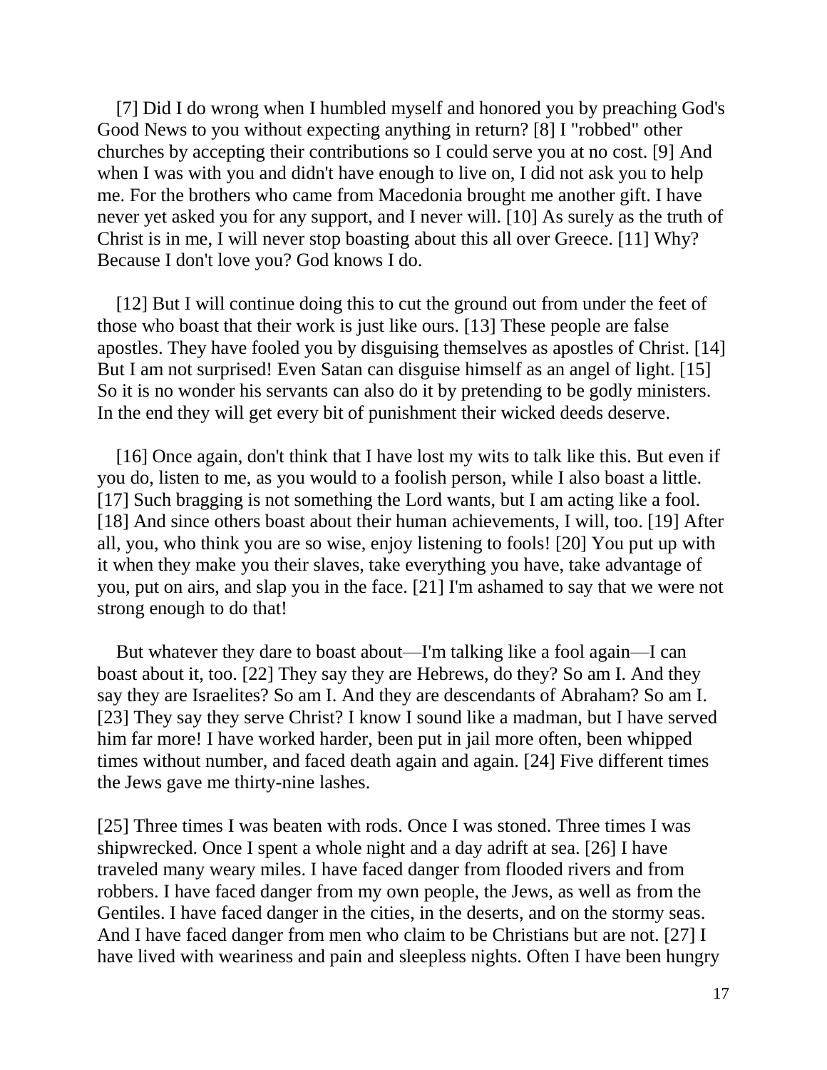[7] Did I do wrong when I humbled myself and honored you by preaching God's Good News to you without expecting anything in return? [8] I "robbed" other churches by accepting their contributions so I could serve you at no cost. [9] And when I was with you and didn't have enough to live on, I did not ask you to help me. For the brothers who came from Macedonia brought me another gift. I have never yet asked you for any support, and I never will. [10] As surely as the truth of Christ is in me, I will never stop boasting about this all over Greece. [11] Why? Because I don't love you? God knows I do.

[12] But I will continue doing this to cut the ground out from under the feet of those who boast that their work is just like ours. [13] These people are false apostles. They have fooled you by disguising themselves as apostles of Christ. [14] But I am not surprised! Even Satan can disguise himself as an angel of light. [15] So it is no wonder his servants can also do it by pretending to be godly ministers. In the end they will get every bit of punishment their wicked deeds deserve.

[16] Once again, don't think that I have lost my wits to talk like this. But even if you do, listen to me, as you would to a foolish person, while I also boast a little. [17] Such bragging is not something the Lord wants, but I am acting like a fool. [18] And since others boast about their human achievements, I will, too. [19] After all, you, who think you are so wise, enjoy listening to fools! [20] You put up with it when they make you their slaves, take everything you have, take advantage of you, put on airs, and slap you in the face. [21] I'm ashamed to say that we were not strong enough to do that!

But whatever they dare to boast about—I'm talking like a fool again—I can boast about it, too. [22] They say they are Hebrews, do they? So am I. And they say they are Israelites? So am I. And they are descendants of Abraham? So am I. [23] They say they serve Christ? I know I sound like a madman, but I have served him far more! I have worked harder, been put in jail more often, been whipped times without number, and faced death again and again. [24] Five different times the Jews gave me thirty-nine lashes.

[25] Three times I was beaten with rods. Once I was stoned. Three times I was shipwrecked. Once I spent a whole night and a day adrift at sea. [26] I have traveled many weary miles. I have faced danger from flooded rivers and from robbers. I have faced danger from my own people, the Jews, as well as from the Gentiles. I have faced danger in the cities, in the deserts, and on the stormy seas. And I have faced danger from men who claim to be Christians but are not. [27] I have lived with weariness and pain and sleepless nights. Often I have been hungry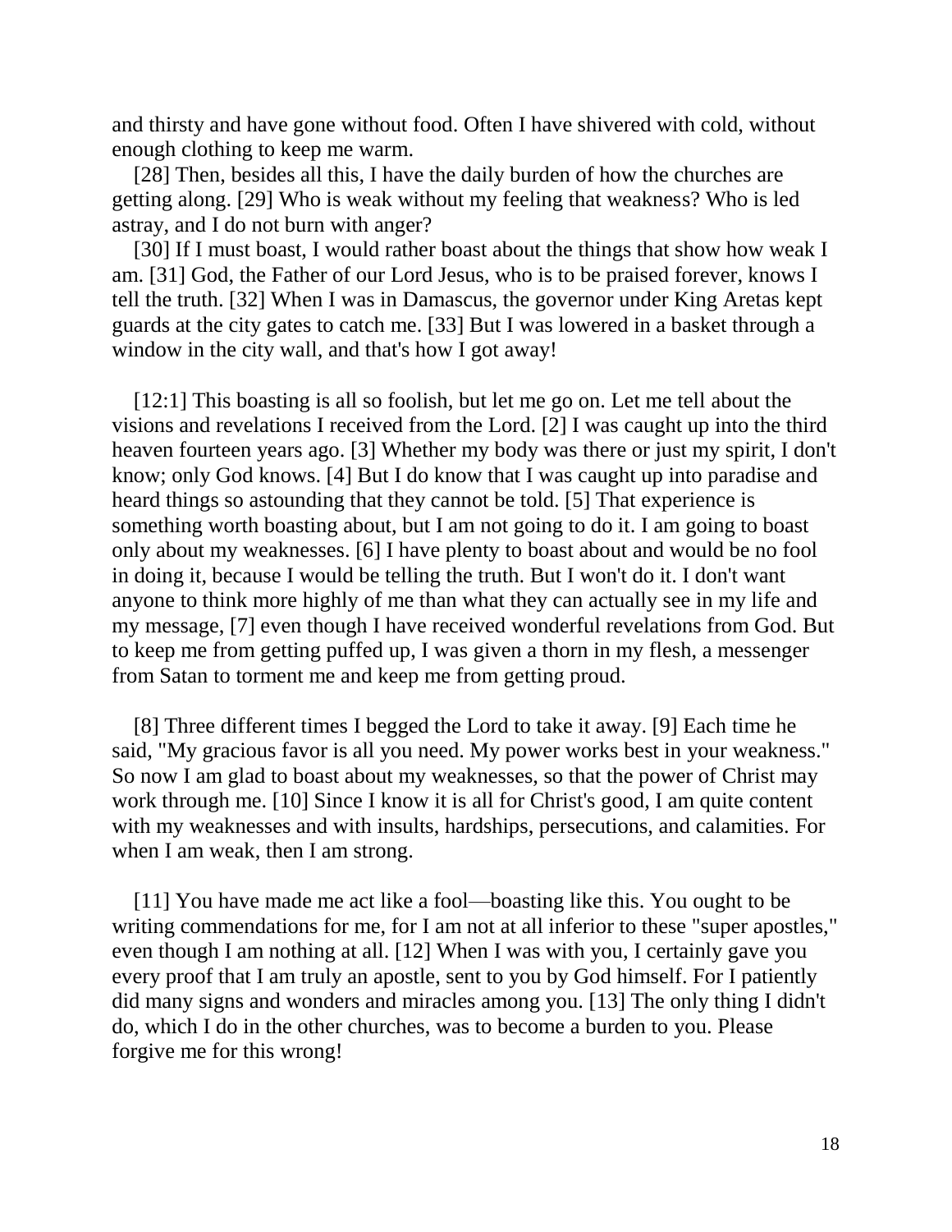and thirsty and have gone without food. Often I have shivered with cold, without enough clothing to keep me warm.

[28] Then, besides all this, I have the daily burden of how the churches are getting along. [29] Who is weak without my feeling that weakness? Who is led astray, and I do not burn with anger?

[30] If I must boast, I would rather boast about the things that show how weak I am. [31] God, the Father of our Lord Jesus, who is to be praised forever, knows I tell the truth. [32] When I was in Damascus, the governor under King Aretas kept guards at the city gates to catch me. [33] But I was lowered in a basket through a window in the city wall, and that's how I got away!

[12:1] This boasting is all so foolish, but let me go on. Let me tell about the visions and revelations I received from the Lord. [2] I was caught up into the third heaven fourteen years ago. [3] Whether my body was there or just my spirit, I don't know; only God knows. [4] But I do know that I was caught up into paradise and heard things so astounding that they cannot be told. [5] That experience is something worth boasting about, but I am not going to do it. I am going to boast only about my weaknesses. [6] I have plenty to boast about and would be no fool in doing it, because I would be telling the truth. But I won't do it. I don't want anyone to think more highly of me than what they can actually see in my life and my message, [7] even though I have received wonderful revelations from God. But to keep me from getting puffed up, I was given a thorn in my flesh, a messenger from Satan to torment me and keep me from getting proud.

[8] Three different times I begged the Lord to take it away. [9] Each time he said, "My gracious favor is all you need. My power works best in your weakness." So now I am glad to boast about my weaknesses, so that the power of Christ may work through me. [10] Since I know it is all for Christ's good, I am quite content with my weaknesses and with insults, hardships, persecutions, and calamities. For when I am weak, then I am strong.

[11] You have made me act like a fool—boasting like this. You ought to be writing commendations for me, for I am not at all inferior to these "super apostles," even though I am nothing at all. [12] When I was with you, I certainly gave you every proof that I am truly an apostle, sent to you by God himself. For I patiently did many signs and wonders and miracles among you. [13] The only thing I didn't do, which I do in the other churches, was to become a burden to you. Please forgive me for this wrong!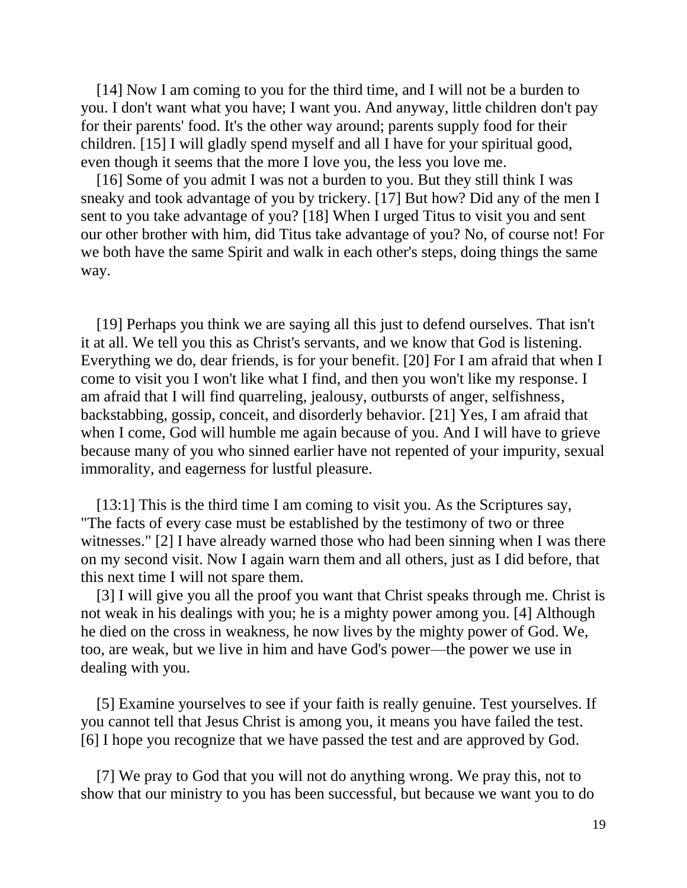[14] Now I am coming to you for the third time, and I will not be a burden to you. I don't want what you have; I want you. And anyway, little children don't pay for their parents' food. It's the other way around; parents supply food for their children. [15] I will gladly spend myself and all I have for your spiritual good, even though it seems that the more I love you, the less you love me.

[16] Some of you admit I was not a burden to you. But they still think I was sneaky and took advantage of you by trickery. [17] But how? Did any of the men I sent to you take advantage of you? [18] When I urged Titus to visit you and sent our other brother with him, did Titus take advantage of you? No, of course not! For we both have the same Spirit and walk in each other's steps, doing things the same way.

[19] Perhaps you think we are saying all this just to defend ourselves. That isn't it at all. We tell you this as Christ's servants, and we know that God is listening. Everything we do, dear friends, is for your benefit. [20] For I am afraid that when I come to visit you I won't like what I find, and then you won't like my response. I am afraid that I will find quarreling, jealousy, outbursts of anger, selfishness, backstabbing, gossip, conceit, and disorderly behavior. [21] Yes, I am afraid that when I come, God will humble me again because of you. And I will have to grieve because many of you who sinned earlier have not repented of your impurity, sexual immorality, and eagerness for lustful pleasure.

[13:1] This is the third time I am coming to visit you. As the Scriptures say, "The facts of every case must be established by the testimony of two or three witnesses." [2] I have already warned those who had been sinning when I was there on my second visit. Now I again warn them and all others, just as I did before, that this next time I will not spare them.

[3] I will give you all the proof you want that Christ speaks through me. Christ is not weak in his dealings with you; he is a mighty power among you. [4] Although he died on the cross in weakness, he now lives by the mighty power of God. We, too, are weak, but we live in him and have God's power—the power we use in dealing with you.

[5] Examine yourselves to see if your faith is really genuine. Test yourselves. If you cannot tell that Jesus Christ is among you, it means you have failed the test. [6] I hope you recognize that we have passed the test and are approved by God.

[7] We pray to God that you will not do anything wrong. We pray this, not to show that our ministry to you has been successful, but because we want you to do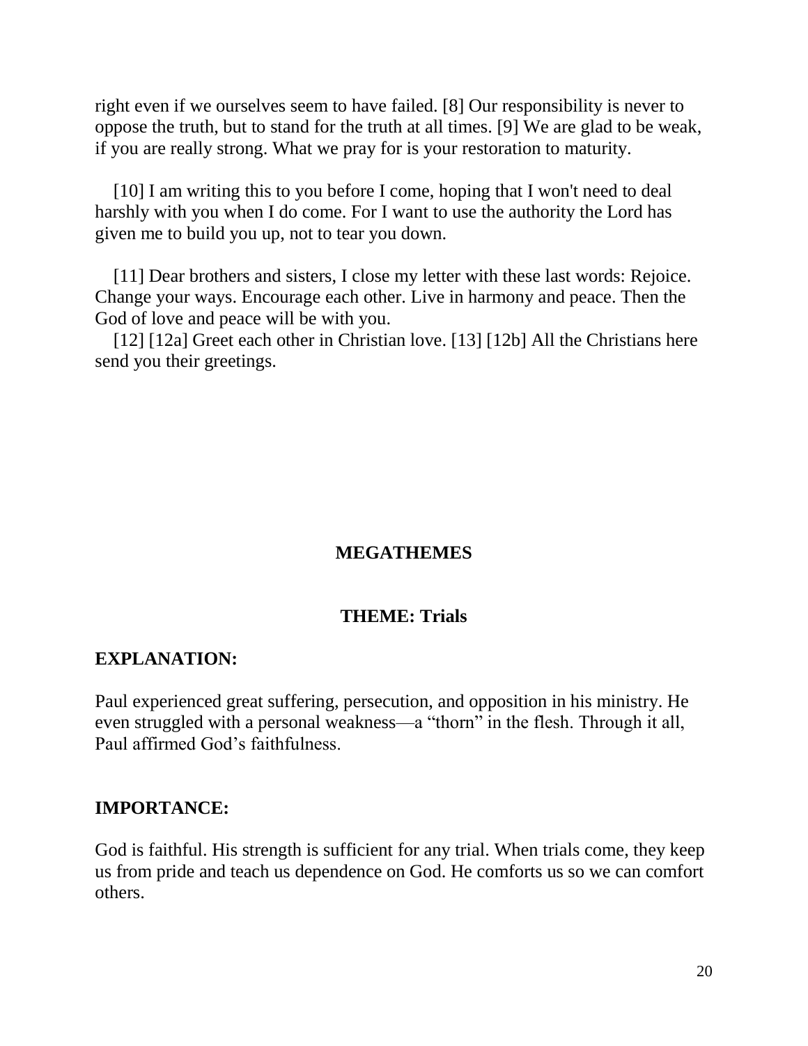right even if we ourselves seem to have failed. [8] Our responsibility is never to oppose the truth, but to stand for the truth at all times. [9] We are glad to be weak, if you are really strong. What we pray for is your restoration to maturity.

[10] I am writing this to you before I come, hoping that I won't need to deal harshly with you when I do come. For I want to use the authority the Lord has given me to build you up, not to tear you down.

[11] Dear brothers and sisters, I close my letter with these last words: Rejoice. Change your ways. Encourage each other. Live in harmony and peace. Then the God of love and peace will be with you.

[12] [12a] Greet each other in Christian love. [13] [12b] All the Christians here send you their greetings.

## MEGATHEMES

### THEME: Trials

**EXPLANATION:**

Paul experienced great suffering, persecution, and opposition in his ministry. He even struggled with a personal weakness—a “thorn” in the flesh. Through it all, Paul affirmed God’s faithfulness.

**IMPORTANCE:**

God is faithful. His strength is sufficient for any trial. When trials come, they keep us from pride and teach us dependence on God. He comforts us so we can comfort others.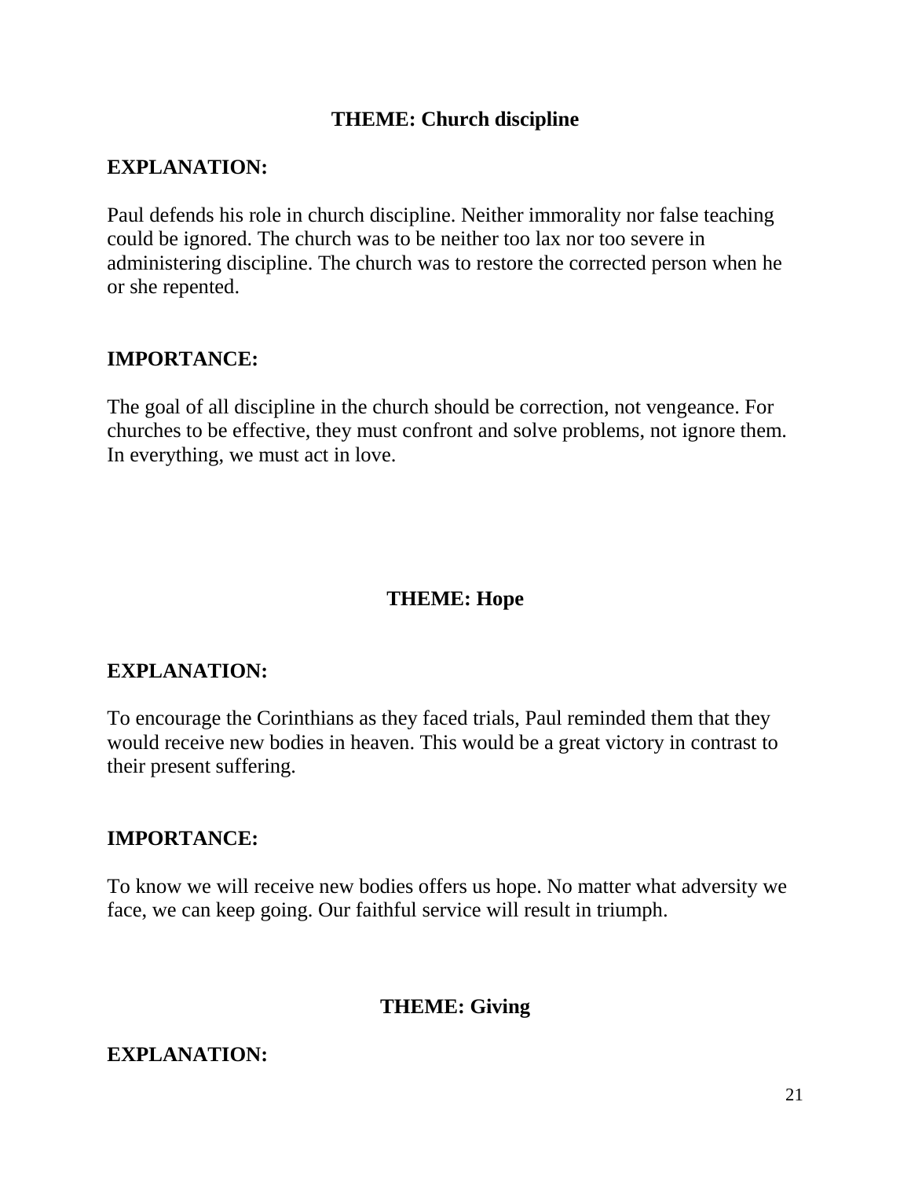## THEME: Church discipline

**EXPLANATION:**

Paul defends his role in church discipline. Neither immorality nor false teaching could be ignored. The church was to be neither too lax nor too severe in administering discipline. The church was to restore the corrected person when he or she repented.

**IMPORTANCE:**

The goal of all discipline in the church should be correction, not vengeance. For churches to be effective, they must confront and solve problems, not ignore them. In everything, we must act in love.

## THEME: Hope

**EXPLANATION:**

To encourage the Corinthians as they faced trials, Paul reminded them that they would receive new bodies in heaven. This would be a great victory in contrast to their present suffering.

**IMPORTANCE:**

To know we will receive new bodies offers us hope. No matter what adversity we face, we can keep going. Our faithful service will result in triumph.

## THEME: Giving

**EXPLANATION:**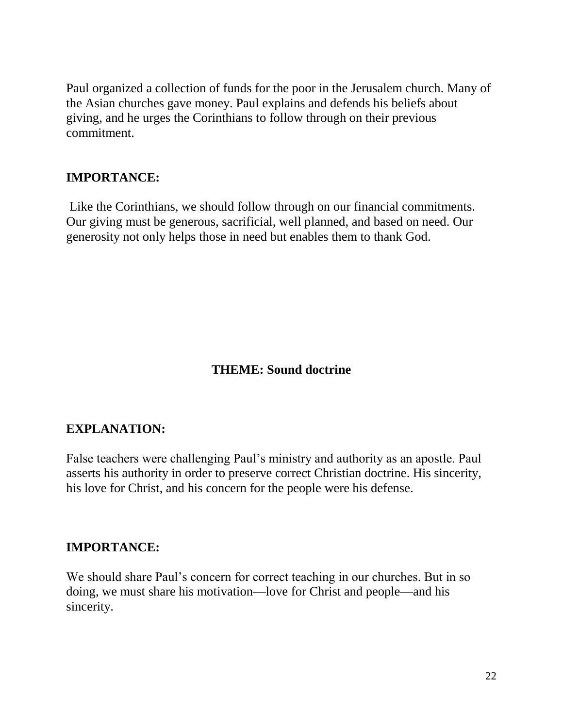Paul organized a collection of funds for the poor in the Jerusalem church. Many of the Asian churches gave money. Paul explains and defends his beliefs about giving, and he urges the Corinthians to follow through on their previous commitment.

**IMPORTANCE:**

Like the Corinthians, we should follow through on our financial commitments. Our giving must be generous, sacrificial, well planned, and based on need. Our generosity not only helps those in need but enables them to thank God.

## THEME: Sound doctrine

**EXPLANATION:**

False teachers were challenging Paul's ministry and authority as an apostle. Paul asserts his authority in order to preserve correct Christian doctrine. His sincerity, his love for Christ, and his concern for the people were his defense.

**IMPORTANCE:**

We should share Paul's concern for correct teaching in our churches. But in so doing, we must share his motivation—love for Christ and people—and his sincerity.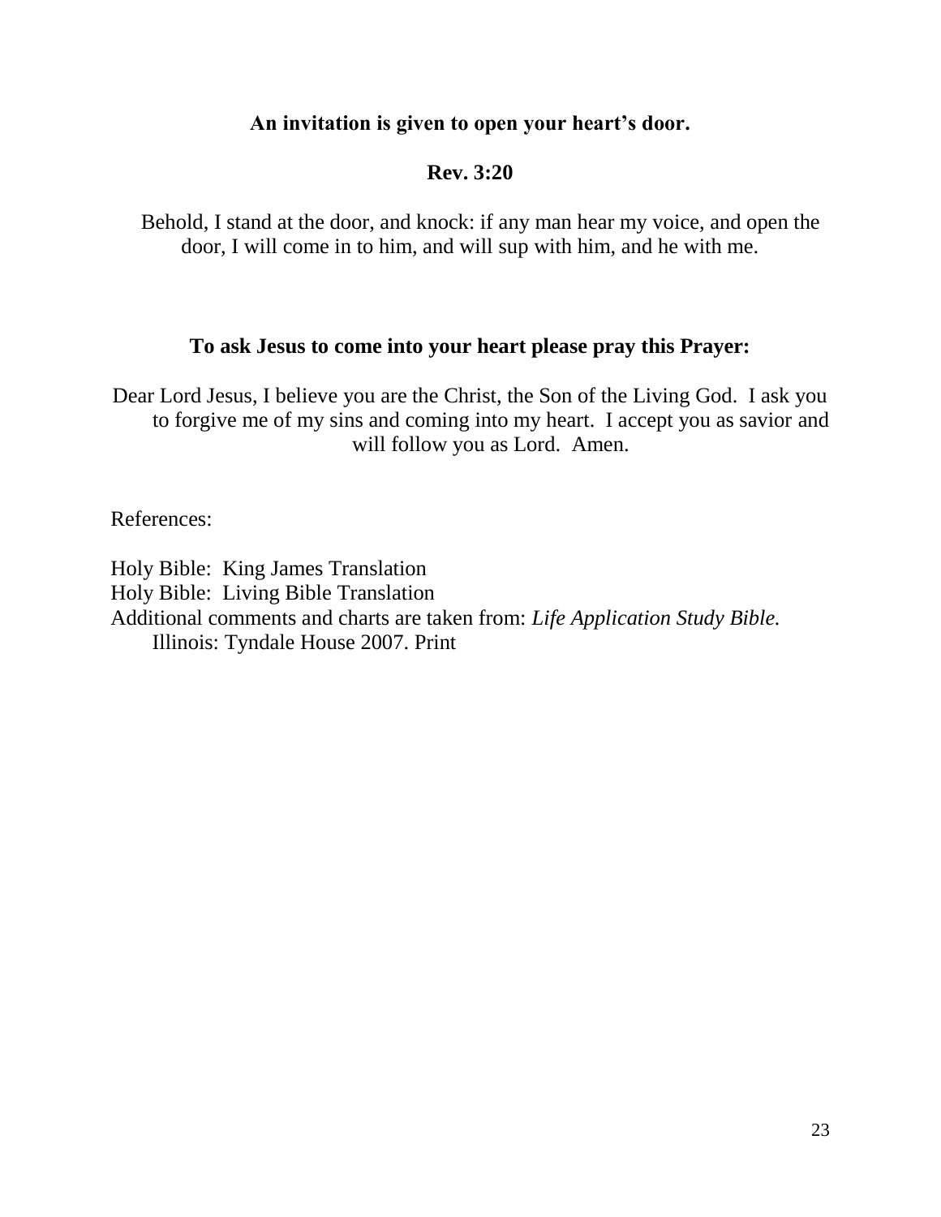**An invitation is given to open your heart's door.**

**Rev. 3:20**

Behold, I stand at the door, and knock: if any man hear my voice, and open the door, I will come in to him, and will sup with him, and he with me.

**To ask Jesus to come into your heart please pray this Prayer:**

Dear Lord Jesus, I believe you are the Christ, the Son of the Living God. I ask you to forgive me of my sins and coming into my heart. I accept you as savior and will follow you as Lord. Amen.

References:

Holy Bible: King James Translation
Holy Bible: Living Bible Translation
Additional comments and charts are taken from: *Life Application Study Bible.* Illinois: Tyndale House 2007. Print